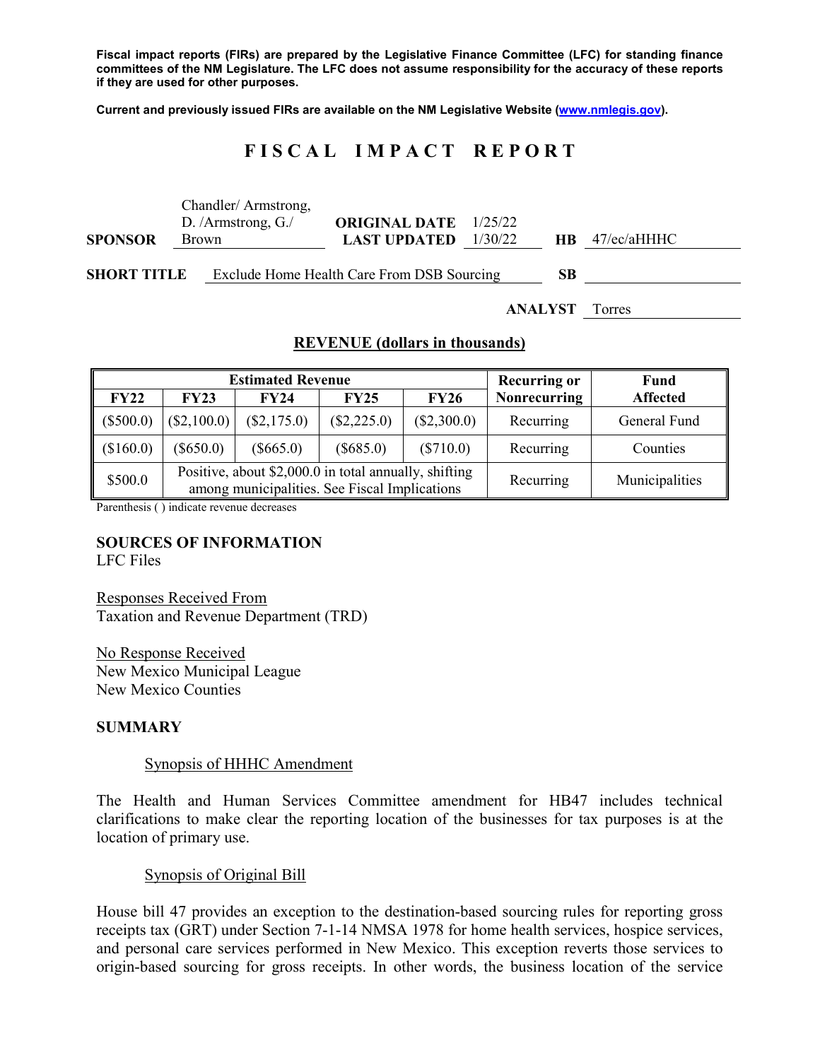**Fiscal impact reports (FIRs) are prepared by the Legislative Finance Committee (LFC) for standing finance committees of the NM Legislature. The LFC does not assume responsibility for the accuracy of these reports if they are used for other purposes.**

**Current and previously issued FIRs are available on the NM Legislative Website (www.nmlegis.gov).**

# FISCAL IMPACT REPORT

| | | | | | |
|---|---|---|---|---|---|
| **SPONSOR** | Chandler/ Armstrong, D. /Armstrong, G./ Brown | **ORIGINAL DATE** | 1/25/22 | | |
| | | **LAST UPDATED** | 1/30/22 | **HB** | 47/ec/aHHHC |

**SHORT TITLE** Exclude Home Health Care From DSB Sourcing **SB**

**ANALYST** Torres

## REVENUE (dollars in thousands)

| Estimated Revenue | | | | | Recurring or | Fund |
|---|---|---|---|---|---|---|
| **FY22** | **FY23** | **FY24** | **FY25** | **FY26** | **Nonrecurring** | **Affected** |
| ($500.0) | ($2,100.0) | ($2,175.0) | ($2,225.0) | ($2,300.0) | Recurring | General Fund |
| ($160.0) | ($650.0) | ($665.0) | ($685.0) | ($710.0) | Recurring | Counties |
| $500.0 | Positive, about $2,000.0 in total annually, shifting among municipalities. See Fiscal Implications | | | | Recurring | Municipalities |

Parenthesis ( ) indicate revenue decreases

**SOURCES OF INFORMATION**
LFC Files

Responses Received From
Taxation and Revenue Department (TRD)

No Response Received
New Mexico Municipal League
New Mexico Counties

**SUMMARY**

Synopsis of HHHC Amendment

The Health and Human Services Committee amendment for HB47 includes technical clarifications to make clear the reporting location of the businesses for tax purposes is at the location of primary use.

Synopsis of Original Bill

House bill 47 provides an exception to the destination-based sourcing rules for reporting gross receipts tax (GRT) under Section 7-1-14 NMSA 1978 for home health services, hospice services, and personal care services performed in New Mexico. This exception reverts those services to origin-based sourcing for gross receipts. In other words, the business location of the service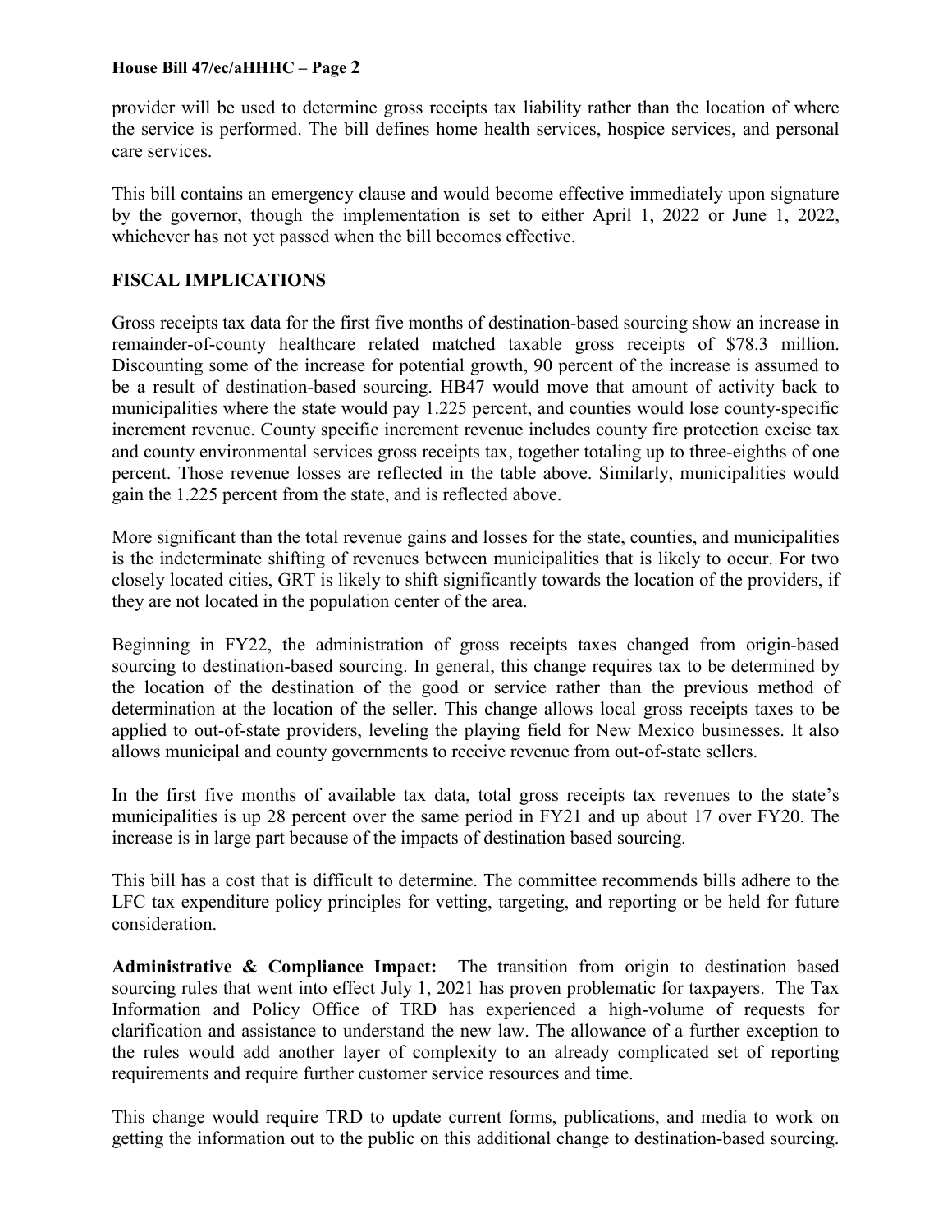provider will be used to determine gross receipts tax liability rather than the location of where the service is performed. The bill defines home health services, hospice services, and personal care services.

This bill contains an emergency clause and would become effective immediately upon signature by the governor, though the implementation is set to either April 1, 2022 or June 1, 2022, whichever has not yet passed when the bill becomes effective.

## FISCAL IMPLICATIONS

Gross receipts tax data for the first five months of destination-based sourcing show an increase in remainder-of-county healthcare related matched taxable gross receipts of $78.3 million. Discounting some of the increase for potential growth, 90 percent of the increase is assumed to be a result of destination-based sourcing. HB47 would move that amount of activity back to municipalities where the state would pay 1.225 percent, and counties would lose county-specific increment revenue. County specific increment revenue includes county fire protection excise tax and county environmental services gross receipts tax, together totaling up to three-eighths of one percent. Those revenue losses are reflected in the table above. Similarly, municipalities would gain the 1.225 percent from the state, and is reflected above.

More significant than the total revenue gains and losses for the state, counties, and municipalities is the indeterminate shifting of revenues between municipalities that is likely to occur. For two closely located cities, GRT is likely to shift significantly towards the location of the providers, if they are not located in the population center of the area.

Beginning in FY22, the administration of gross receipts taxes changed from origin-based sourcing to destination-based sourcing. In general, this change requires tax to be determined by the location of the destination of the good or service rather than the previous method of determination at the location of the seller. This change allows local gross receipts taxes to be applied to out-of-state providers, leveling the playing field for New Mexico businesses. It also allows municipal and county governments to receive revenue from out-of-state sellers.

In the first five months of available tax data, total gross receipts tax revenues to the state's municipalities is up 28 percent over the same period in FY21 and up about 17 over FY20. The increase is in large part because of the impacts of destination based sourcing.

This bill has a cost that is difficult to determine. The committee recommends bills adhere to the LFC tax expenditure policy principles for vetting, targeting, and reporting or be held for future consideration.

**Administrative & Compliance Impact:** The transition from origin to destination based sourcing rules that went into effect July 1, 2021 has proven problematic for taxpayers. The Tax Information and Policy Office of TRD has experienced a high-volume of requests for clarification and assistance to understand the new law. The allowance of a further exception to the rules would add another layer of complexity to an already complicated set of reporting requirements and require further customer service resources and time.

This change would require TRD to update current forms, publications, and media to work on getting the information out to the public on this additional change to destination-based sourcing.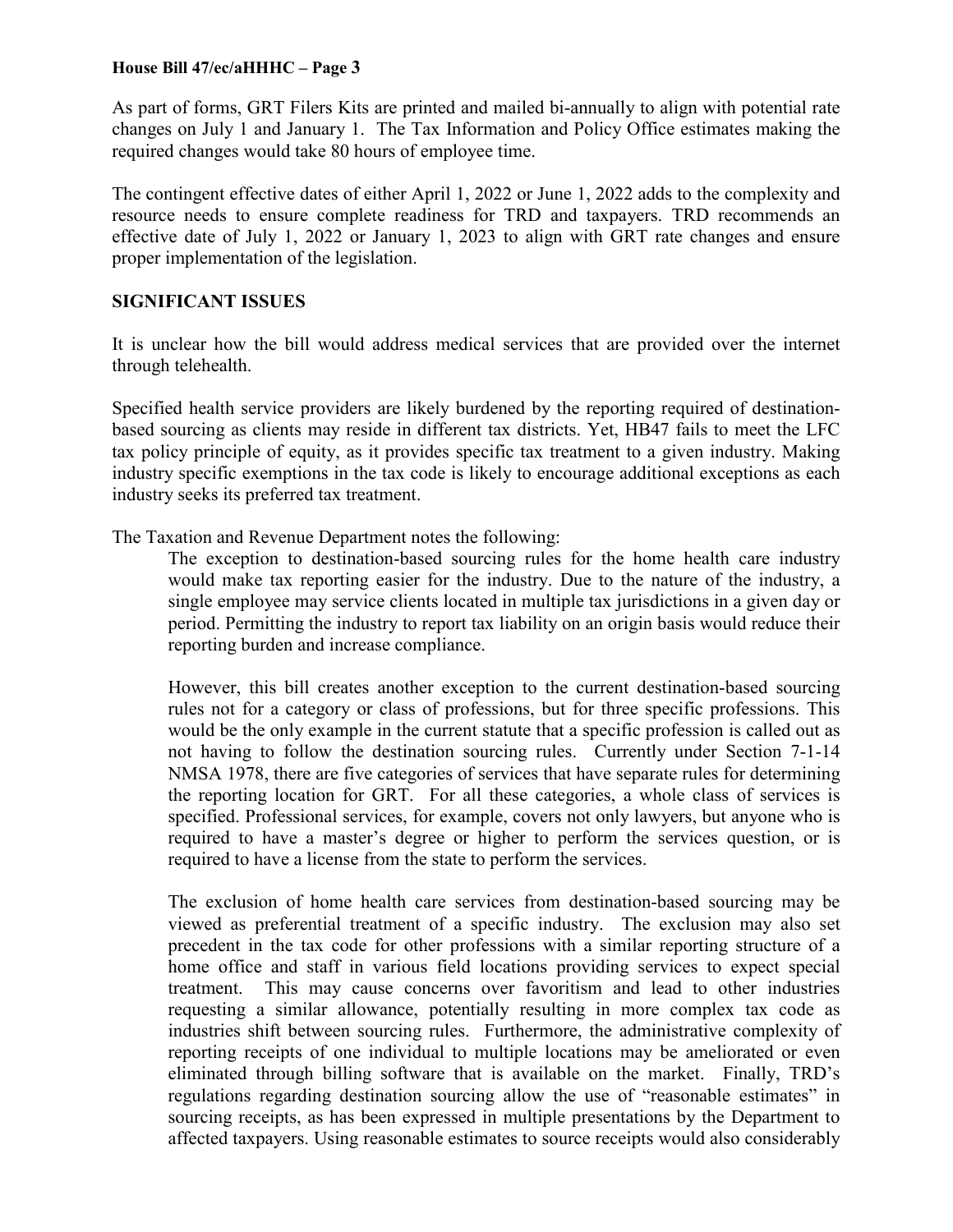As part of forms, GRT Filers Kits are printed and mailed bi-annually to align with potential rate changes on July 1 and January 1. The Tax Information and Policy Office estimates making the required changes would take 80 hours of employee time.

The contingent effective dates of either April 1, 2022 or June 1, 2022 adds to the complexity and resource needs to ensure complete readiness for TRD and taxpayers. TRD recommends an effective date of July 1, 2022 or January 1, 2023 to align with GRT rate changes and ensure proper implementation of the legislation.

## SIGNIFICANT ISSUES

It is unclear how the bill would address medical services that are provided over the internet through telehealth.

Specified health service providers are likely burdened by the reporting required of destination-based sourcing as clients may reside in different tax districts. Yet, HB47 fails to meet the LFC tax policy principle of equity, as it provides specific tax treatment to a given industry. Making industry specific exemptions in the tax code is likely to encourage additional exceptions as each industry seeks its preferred tax treatment.

The Taxation and Revenue Department notes the following:

> The exception to destination-based sourcing rules for the home health care industry would make tax reporting easier for the industry. Due to the nature of the industry, a single employee may service clients located in multiple tax jurisdictions in a given day or period. Permitting the industry to report tax liability on an origin basis would reduce their reporting burden and increase compliance.
>
> However, this bill creates another exception to the current destination-based sourcing rules not for a category or class of professions, but for three specific professions. This would be the only example in the current statute that a specific profession is called out as not having to follow the destination sourcing rules. Currently under Section 7-1-14 NMSA 1978, there are five categories of services that have separate rules for determining the reporting location for GRT. For all these categories, a whole class of services is specified. Professional services, for example, covers not only lawyers, but anyone who is required to have a master's degree or higher to perform the services question, or is required to have a license from the state to perform the services.
>
> The exclusion of home health care services from destination-based sourcing may be viewed as preferential treatment of a specific industry. The exclusion may also set precedent in the tax code for other professions with a similar reporting structure of a home office and staff in various field locations providing services to expect special treatment. This may cause concerns over favoritism and lead to other industries requesting a similar allowance, potentially resulting in more complex tax code as industries shift between sourcing rules. Furthermore, the administrative complexity of reporting receipts of one individual to multiple locations may be ameliorated or even eliminated through billing software that is available on the market. Finally, TRD's regulations regarding destination sourcing allow the use of "reasonable estimates" in sourcing receipts, as has been expressed in multiple presentations by the Department to affected taxpayers. Using reasonable estimates to source receipts would also considerably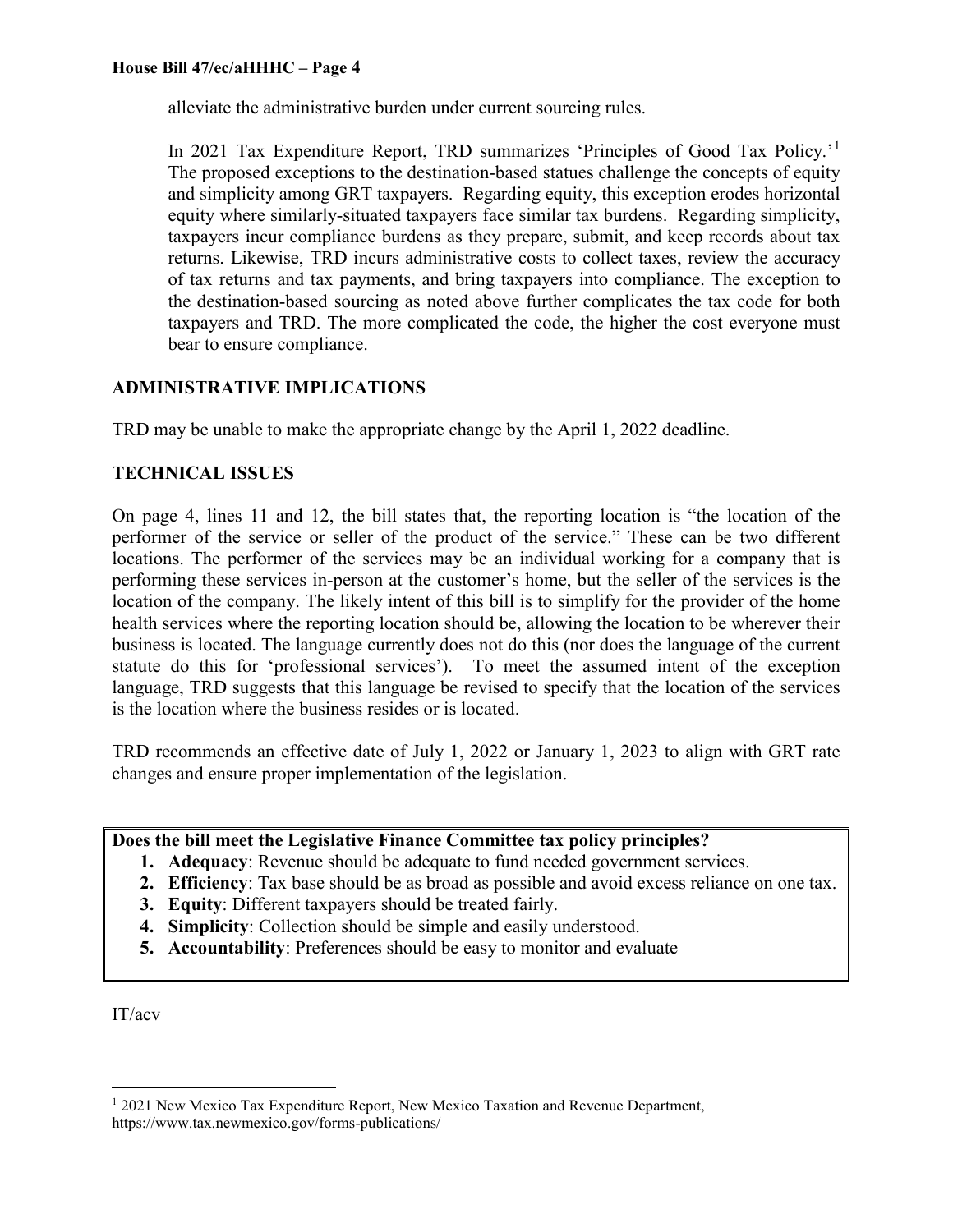alleviate the administrative burden under current sourcing rules.

In 2021 Tax Expenditure Report, TRD summarizes 'Principles of Good Tax Policy.'[1] The proposed exceptions to the destination-based statues challenge the concepts of equity and simplicity among GRT taxpayers. Regarding equity, this exception erodes horizontal equity where similarly-situated taxpayers face similar tax burdens. Regarding simplicity, taxpayers incur compliance burdens as they prepare, submit, and keep records about tax returns. Likewise, TRD incurs administrative costs to collect taxes, review the accuracy of tax returns and tax payments, and bring taxpayers into compliance. The exception to the destination-based sourcing as noted above further complicates the tax code for both taxpayers and TRD. The more complicated the code, the higher the cost everyone must bear to ensure compliance.

## ADMINISTRATIVE IMPLICATIONS

TRD may be unable to make the appropriate change by the April 1, 2022 deadline.

## TECHNICAL ISSUES

On page 4, lines 11 and 12, the bill states that, the reporting location is "the location of the performer of the service or seller of the product of the service." These can be two different locations. The performer of the services may be an individual working for a company that is performing these services in-person at the customer's home, but the seller of the services is the location of the company. The likely intent of this bill is to simplify for the provider of the home health services where the reporting location should be, allowing the location to be wherever their business is located. The language currently does not do this (nor does the language of the current statute do this for 'professional services'). To meet the assumed intent of the exception language, TRD suggests that this language be revised to specify that the location of the services is the location where the business resides or is located.

TRD recommends an effective date of July 1, 2022 or January 1, 2023 to align with GRT rate changes and ensure proper implementation of the legislation.

**Does the bill meet the Legislative Finance Committee tax policy principles?**

1. **Adequacy**: Revenue should be adequate to fund needed government services.
2. **Efficiency**: Tax base should be as broad as possible and avoid excess reliance on one tax.
3. **Equity**: Different taxpayers should be treated fairly.
4. **Simplicity**: Collection should be simple and easily understood.
5. **Accountability**: Preferences should be easy to monitor and evaluate

IT/acv

[1] 2021 New Mexico Tax Expenditure Report, New Mexico Taxation and Revenue Department, https://www.tax.newmexico.gov/forms-publications/